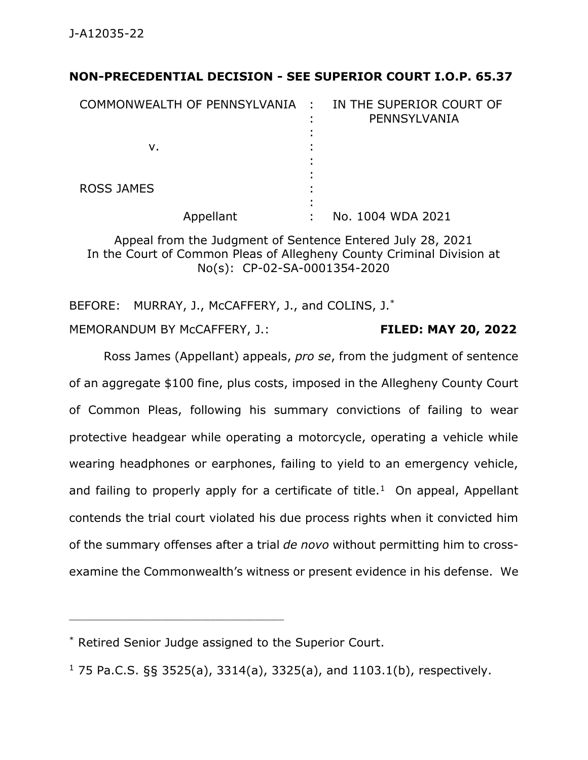**NON-PRECEDENTIAL DECISION - SEE SUPERIOR COURT I.O.P. 65.37**

| | | |
|---|---|---|
| COMMONWEALTH OF PENNSYLVANIA | : | IN THE SUPERIOR COURT OF PENNSYLVANIA |
| | : | |
| v. | : | |
| | : | |
| ROSS JAMES | : | |
| | : | |
| Appellant | : | No. 1004 WDA 2021 |

Appeal from the Judgment of Sentence Entered July 28, 2021
In the Court of Common Pleas of Allegheny County Criminal Division at No(s): CP-02-SA-0001354-2020

BEFORE: MURRAY, J., McCAFFERY, J., and COLINS, J.*

MEMORANDUM BY McCAFFERY, J.: **FILED: MAY 20, 2022**

Ross James (Appellant) appeals, *pro se*, from the judgment of sentence of an aggregate $100 fine, plus costs, imposed in the Allegheny County Court of Common Pleas, following his summary convictions of failing to wear protective headgear while operating a motorcycle, operating a vehicle while wearing headphones or earphones, failing to yield to an emergency vehicle, and failing to properly apply for a certificate of title.[1] On appeal, Appellant contends the trial court violated his due process rights when it convicted him of the summary offenses after a trial *de novo* without permitting him to cross-examine the Commonwealth's witness or present evidence in his defense. We

---

* Retired Senior Judge assigned to the Superior Court.

[1] 75 Pa.C.S. §§ 3525(a), 3314(a), 3325(a), and 1103.1(b), respectively.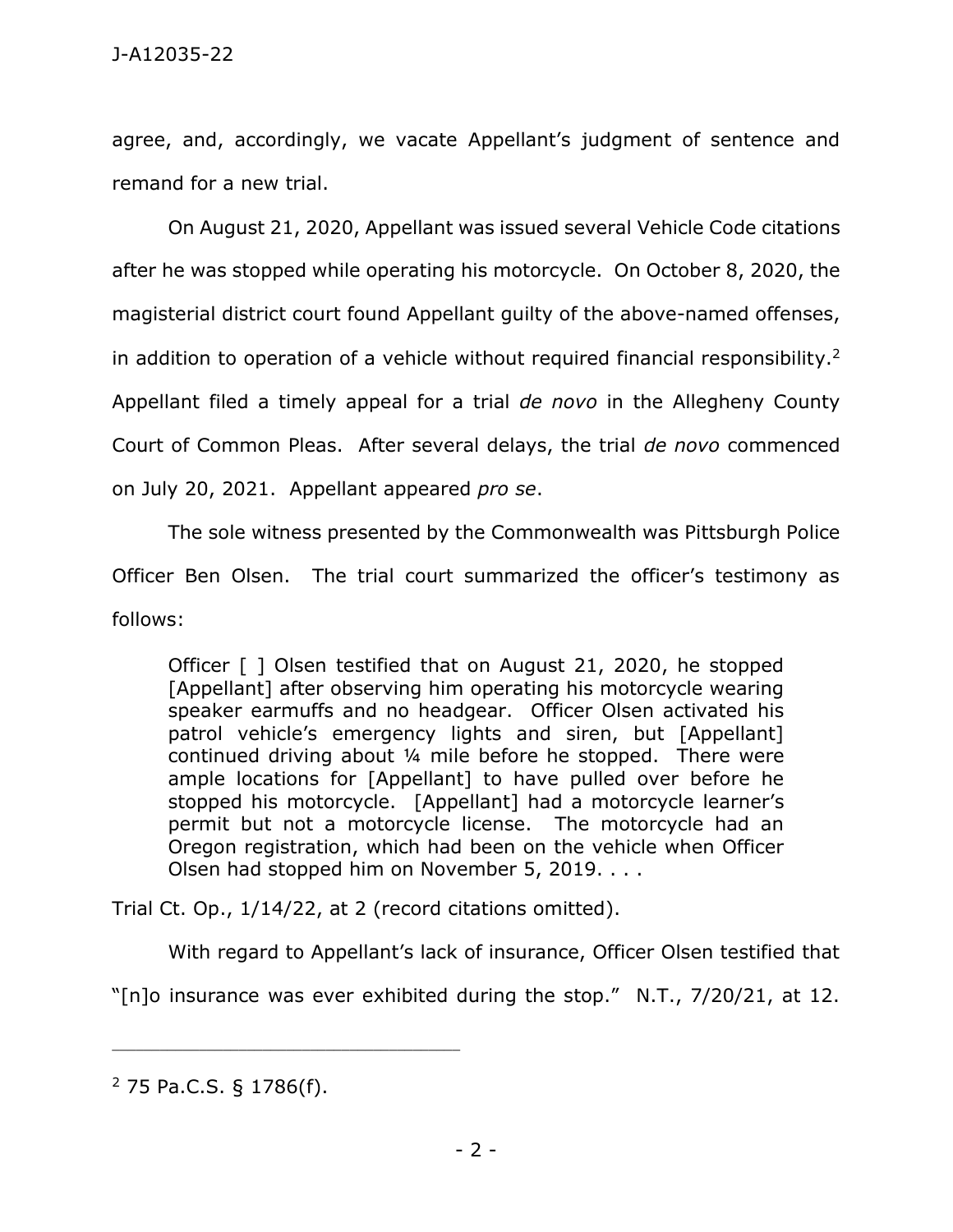agree, and, accordingly, we vacate Appellant's judgment of sentence and remand for a new trial.

On August 21, 2020, Appellant was issued several Vehicle Code citations after he was stopped while operating his motorcycle. On October 8, 2020, the magisterial district court found Appellant guilty of the above-named offenses, in addition to operation of a vehicle without required financial responsibility.[2] Appellant filed a timely appeal for a trial *de novo* in the Allegheny County Court of Common Pleas. After several delays, the trial *de novo* commenced on July 20, 2021. Appellant appeared *pro se*.

The sole witness presented by the Commonwealth was Pittsburgh Police Officer Ben Olsen. The trial court summarized the officer's testimony as follows:

> Officer [ ] Olsen testified that on August 21, 2020, he stopped [Appellant] after observing him operating his motorcycle wearing speaker earmuffs and no headgear. Officer Olsen activated his patrol vehicle's emergency lights and siren, but [Appellant] continued driving about ¼ mile before he stopped. There were ample locations for [Appellant] to have pulled over before he stopped his motorcycle. [Appellant] had a motorcycle learner's permit but not a motorcycle license. The motorcycle had an Oregon registration, which had been on the vehicle when Officer Olsen had stopped him on November 5, 2019. . . .

Trial Ct. Op., 1/14/22, at 2 (record citations omitted).

With regard to Appellant's lack of insurance, Officer Olsen testified that "[n]o insurance was ever exhibited during the stop." N.T., 7/20/21, at 12.

---

[2] 75 Pa.C.S. § 1786(f).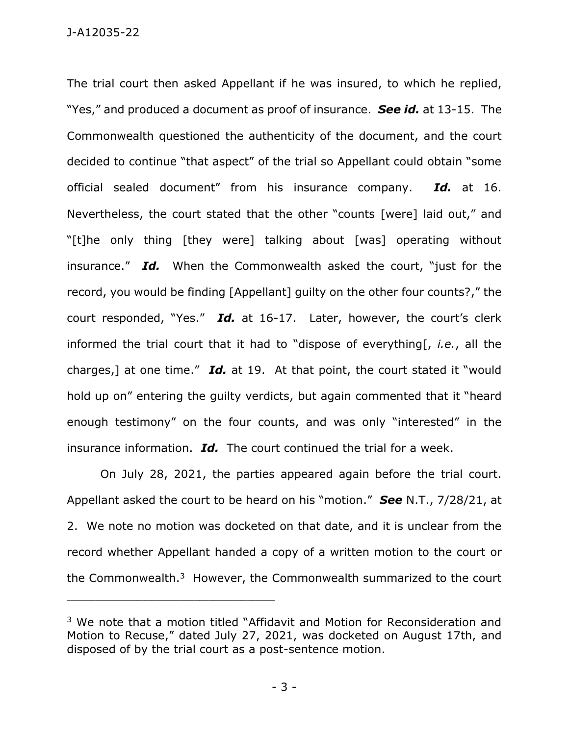The trial court then asked Appellant if he was insured, to which he replied, "Yes," and produced a document as proof of insurance. ***See id.*** at 13-15. The Commonwealth questioned the authenticity of the document, and the court decided to continue "that aspect" of the trial so Appellant could obtain "some official sealed document" from his insurance company. ***Id.*** at 16. Nevertheless, the court stated that the other "counts [were] laid out," and "[t]he only thing [they were] talking about [was] operating without insurance." ***Id.*** When the Commonwealth asked the court, "just for the record, you would be finding [Appellant] guilty on the other four counts?," the court responded, "Yes." ***Id.*** at 16-17. Later, however, the court's clerk informed the trial court that it had to "dispose of everything[, *i.e.*, all the charges,] at one time." ***Id.*** at 19. At that point, the court stated it "would hold up on" entering the guilty verdicts, but again commented that it "heard enough testimony" on the four counts, and was only "interested" in the insurance information. ***Id.*** The court continued the trial for a week.

On July 28, 2021, the parties appeared again before the trial court. Appellant asked the court to be heard on his "motion." ***See*** N.T., 7/28/21, at 2. We note no motion was docketed on that date, and it is unclear from the record whether Appellant handed a copy of a written motion to the court or the Commonwealth.[3] However, the Commonwealth summarized to the court

---

[3] We note that a motion titled "Affidavit and Motion for Reconsideration and Motion to Recuse," dated July 27, 2021, was docketed on August 17th, and disposed of by the trial court as a post-sentence motion.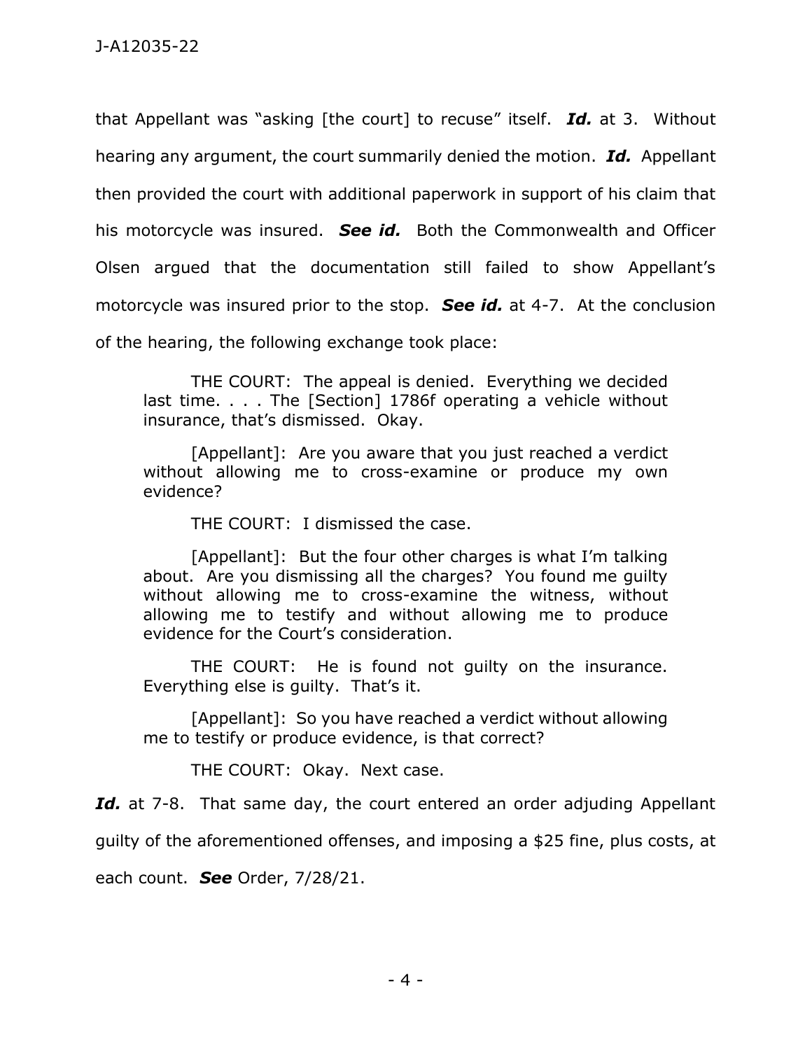that Appellant was "asking [the court] to recuse" itself. ***Id.*** at 3. Without hearing any argument, the court summarily denied the motion. ***Id.*** Appellant then provided the court with additional paperwork in support of his claim that his motorcycle was insured. ***See id.*** Both the Commonwealth and Officer Olsen argued that the documentation still failed to show Appellant's motorcycle was insured prior to the stop. ***See id.*** at 4-7. At the conclusion of the hearing, the following exchange took place:

> THE COURT: The appeal is denied. Everything we decided last time. . . . The [Section] 1786f operating a vehicle without insurance, that's dismissed. Okay.
>
> [Appellant]: Are you aware that you just reached a verdict without allowing me to cross-examine or produce my own evidence?
>
> THE COURT: I dismissed the case.
>
> [Appellant]: But the four other charges is what I'm talking about. Are you dismissing all the charges? You found me guilty without allowing me to cross-examine the witness, without allowing me to testify and without allowing me to produce evidence for the Court's consideration.
>
> THE COURT: He is found not guilty on the insurance. Everything else is guilty. That's it.
>
> [Appellant]: So you have reached a verdict without allowing me to testify or produce evidence, is that correct?
>
> THE COURT: Okay. Next case.

***Id.*** at 7-8. That same day, the court entered an order adjuding Appellant guilty of the aforementioned offenses, and imposing a $25 fine, plus costs, at each count. ***See*** Order, 7/28/21.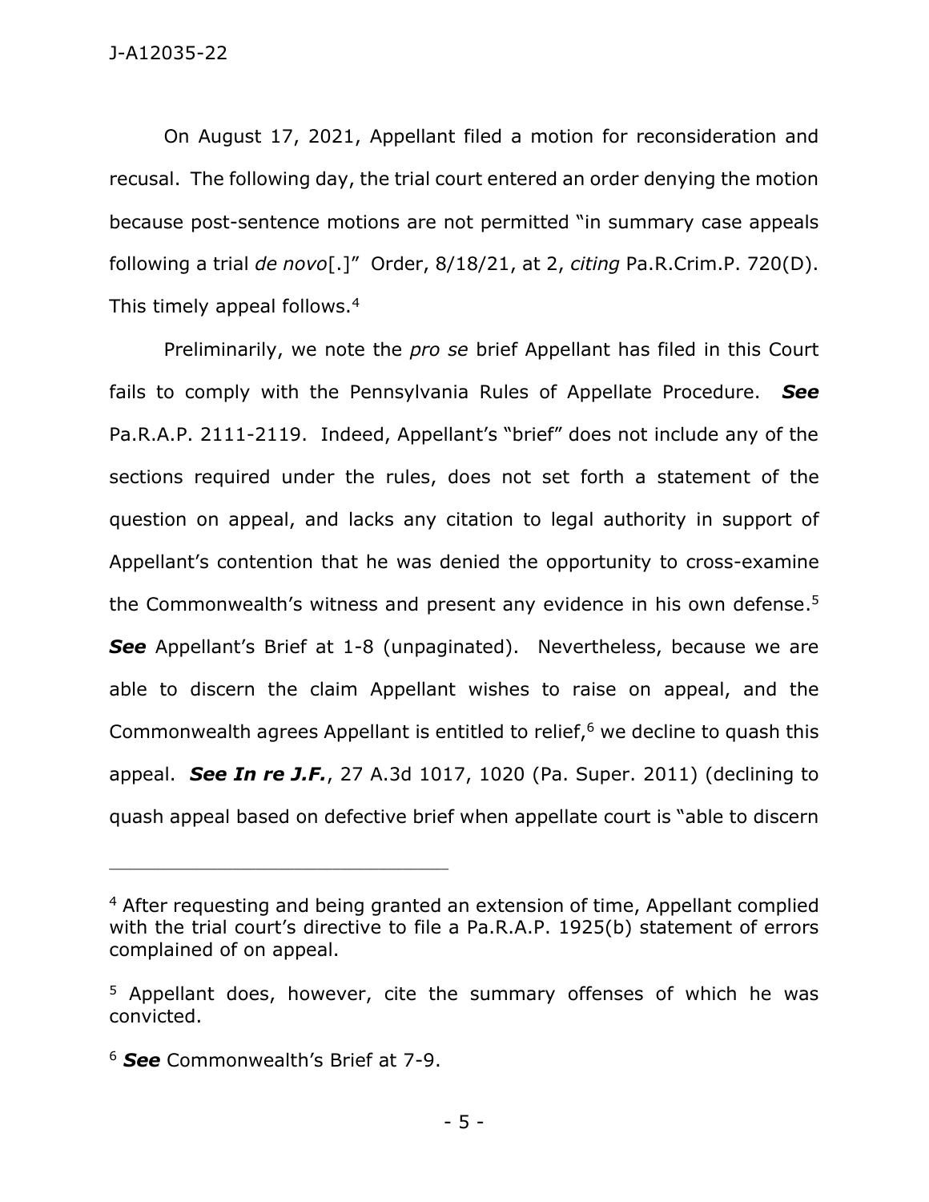On August 17, 2021, Appellant filed a motion for reconsideration and recusal. The following day, the trial court entered an order denying the motion because post-sentence motions are not permitted "in summary case appeals following a trial *de novo*[.]" Order, 8/18/21, at 2, *citing* Pa.R.Crim.P. 720(D). This timely appeal follows.[4]

Preliminarily, we note the *pro se* brief Appellant has filed in this Court fails to comply with the Pennsylvania Rules of Appellate Procedure. ***See*** Pa.R.A.P. 2111-2119. Indeed, Appellant's "brief" does not include any of the sections required under the rules, does not set forth a statement of the question on appeal, and lacks any citation to legal authority in support of Appellant's contention that he was denied the opportunity to cross-examine the Commonwealth's witness and present any evidence in his own defense.[5] ***See*** Appellant's Brief at 1-8 (unpaginated). Nevertheless, because we are able to discern the claim Appellant wishes to raise on appeal, and the Commonwealth agrees Appellant is entitled to relief,[6] we decline to quash this appeal. ***See In re J.F.***, 27 A.3d 1017, 1020 (Pa. Super. 2011) (declining to quash appeal based on defective brief when appellate court is "able to discern

---

[4] After requesting and being granted an extension of time, Appellant complied with the trial court's directive to file a Pa.R.A.P. 1925(b) statement of errors complained of on appeal.

[5] Appellant does, however, cite the summary offenses of which he was convicted.

[6] ***See*** Commonwealth's Brief at 7-9.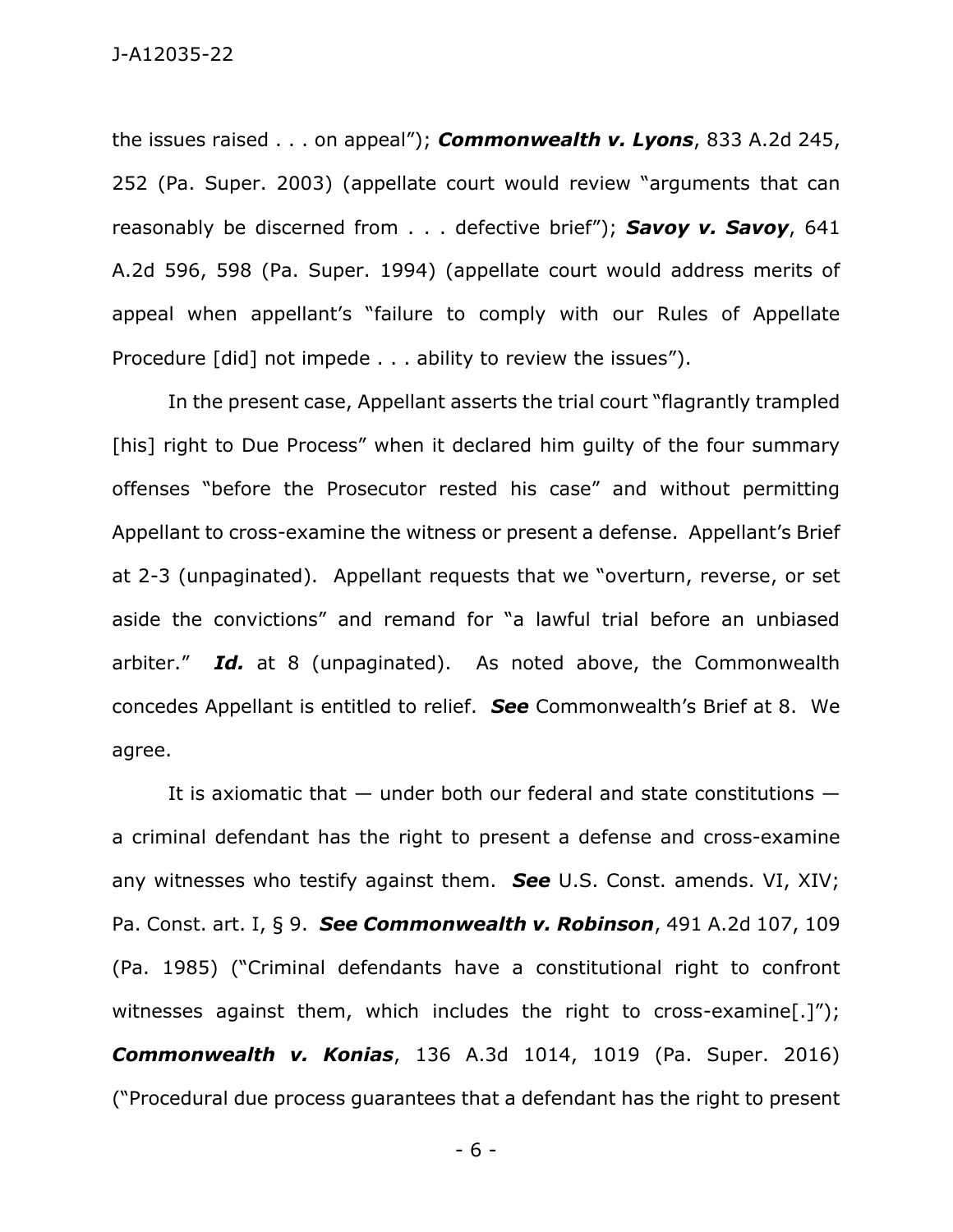the issues raised . . . on appeal"); ***Commonwealth v. Lyons***, 833 A.2d 245, 252 (Pa. Super. 2003) (appellate court would review "arguments that can reasonably be discerned from . . . defective brief"); ***Savoy v. Savoy***, 641 A.2d 596, 598 (Pa. Super. 1994) (appellate court would address merits of appeal when appellant's "failure to comply with our Rules of Appellate Procedure [did] not impede . . . ability to review the issues").

In the present case, Appellant asserts the trial court "flagrantly trampled [his] right to Due Process" when it declared him guilty of the four summary offenses "before the Prosecutor rested his case" and without permitting Appellant to cross-examine the witness or present a defense. Appellant's Brief at 2-3 (unpaginated). Appellant requests that we "overturn, reverse, or set aside the convictions" and remand for "a lawful trial before an unbiased arbiter." ***Id.*** at 8 (unpaginated). As noted above, the Commonwealth concedes Appellant is entitled to relief. ***See*** Commonwealth's Brief at 8. We agree.

It is axiomatic that — under both our federal and state constitutions — a criminal defendant has the right to present a defense and cross-examine any witnesses who testify against them. ***See*** U.S. Const. amends. VI, XIV; Pa. Const. art. I, § 9. ***See Commonwealth v. Robinson***, 491 A.2d 107, 109 (Pa. 1985) ("Criminal defendants have a constitutional right to confront witnesses against them, which includes the right to cross-examine[.]"); ***Commonwealth v. Konias***, 136 A.3d 1014, 1019 (Pa. Super. 2016) ("Procedural due process guarantees that a defendant has the right to present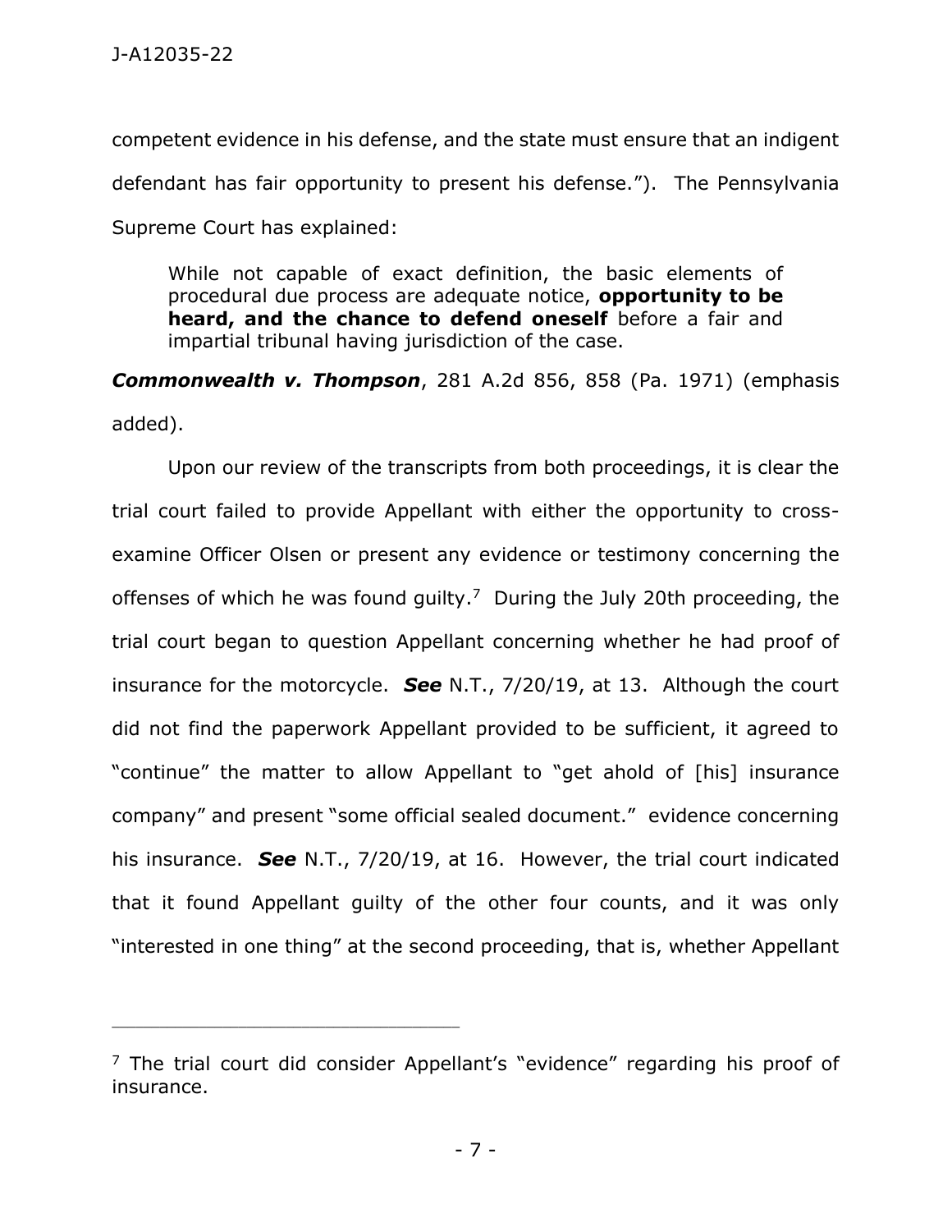competent evidence in his defense, and the state must ensure that an indigent defendant has fair opportunity to present his defense."). The Pennsylvania Supreme Court has explained:

> While not capable of exact definition, the basic elements of procedural due process are adequate notice, **opportunity to be heard, and the chance to defend oneself** before a fair and impartial tribunal having jurisdiction of the case.

***Commonwealth v. Thompson***, 281 A.2d 856, 858 (Pa. 1971) (emphasis added).

Upon our review of the transcripts from both proceedings, it is clear the trial court failed to provide Appellant with either the opportunity to cross-examine Officer Olsen or present any evidence or testimony concerning the offenses of which he was found guilty.[7] During the July 20th proceeding, the trial court began to question Appellant concerning whether he had proof of insurance for the motorcycle. ***See*** N.T., 7/20/19, at 13. Although the court did not find the paperwork Appellant provided to be sufficient, it agreed to "continue" the matter to allow Appellant to "get ahold of [his] insurance company" and present "some official sealed document." evidence concerning his insurance. ***See*** N.T., 7/20/19, at 16. However, the trial court indicated that it found Appellant guilty of the other four counts, and it was only "interested in one thing" at the second proceeding, that is, whether Appellant

---

[7] The trial court did consider Appellant's "evidence" regarding his proof of insurance.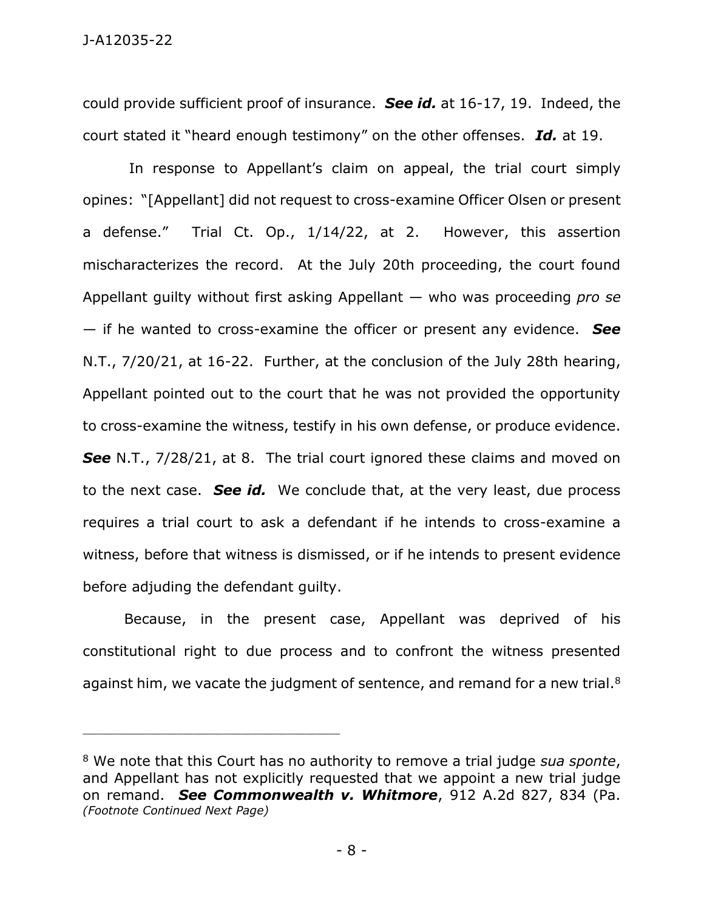could provide sufficient proof of insurance. ***See id.*** at 16-17, 19. Indeed, the court stated it "heard enough testimony" on the other offenses. ***Id.*** at 19.

In response to Appellant's claim on appeal, the trial court simply opines: "[Appellant] did not request to cross-examine Officer Olsen or present a defense." Trial Ct. Op., 1/14/22, at 2. However, this assertion mischaracterizes the record. At the July 20th proceeding, the court found Appellant guilty without first asking Appellant — who was proceeding *pro se* — if he wanted to cross-examine the officer or present any evidence. ***See*** N.T., 7/20/21, at 16-22. Further, at the conclusion of the July 28th hearing, Appellant pointed out to the court that he was not provided the opportunity to cross-examine the witness, testify in his own defense, or produce evidence. ***See*** N.T., 7/28/21, at 8. The trial court ignored these claims and moved on to the next case. ***See id.*** We conclude that, at the very least, due process requires a trial court to ask a defendant if he intends to cross-examine a witness, before that witness is dismissed, or if he intends to present evidence before adjuding the defendant guilty.

Because, in the present case, Appellant was deprived of his constitutional right to due process and to confront the witness presented against him, we vacate the judgment of sentence, and remand for a new trial.[8]

---

[8] We note that this Court has no authority to remove a trial judge *sua sponte*, and Appellant has not explicitly requested that we appoint a new trial judge on remand. ***See Commonwealth v. Whitmore***, 912 A.2d 827, 834 (Pa. *(Footnote Continued Next Page)*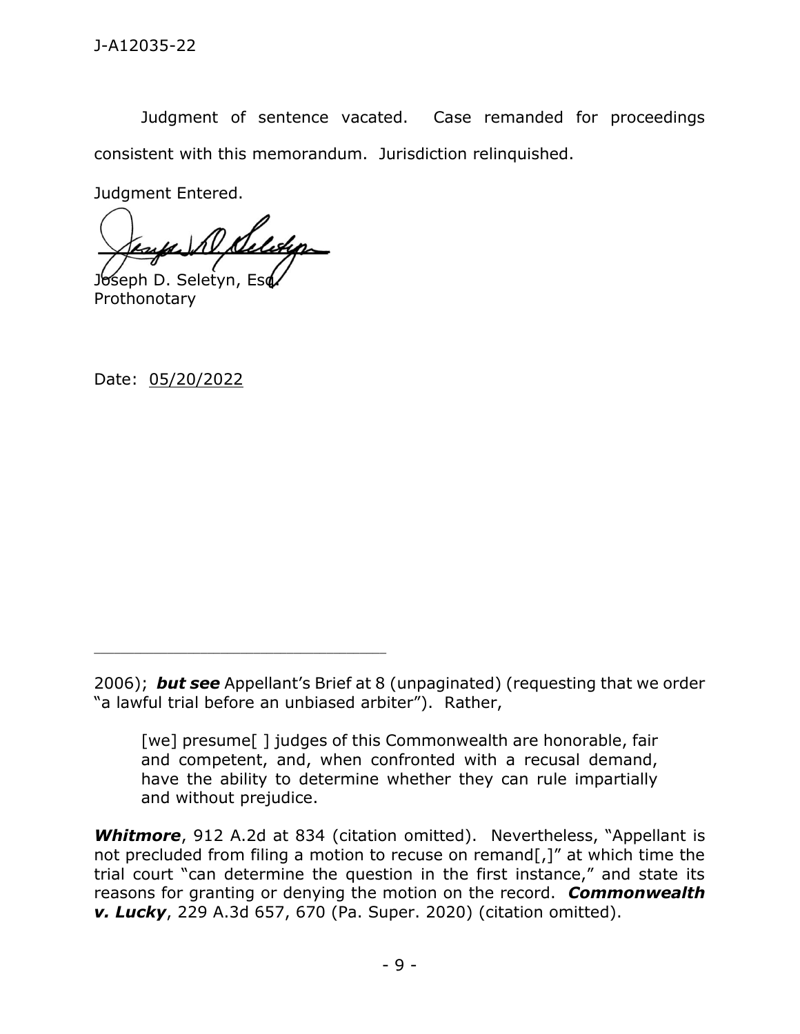Judgment of sentence vacated. Case remanded for proceedings consistent with this memorandum. Jurisdiction relinquished.

Judgment Entered.

Joseph D. Seletyn, Esq.
Prothonotary

Date: 05/20/2022

---

2006); ***but see*** Appellant's Brief at 8 (unpaginated) (requesting that we order "a lawful trial before an unbiased arbiter"). Rather,

> [we] presume[ ] judges of this Commonwealth are honorable, fair and competent, and, when confronted with a recusal demand, have the ability to determine whether they can rule impartially and without prejudice.

***Whitmore***, 912 A.2d at 834 (citation omitted). Nevertheless, "Appellant is not precluded from filing a motion to recuse on remand[,]" at which time the trial court "can determine the question in the first instance," and state its reasons for granting or denying the motion on the record. ***Commonwealth v. Lucky***, 229 A.3d 657, 670 (Pa. Super. 2020) (citation omitted).